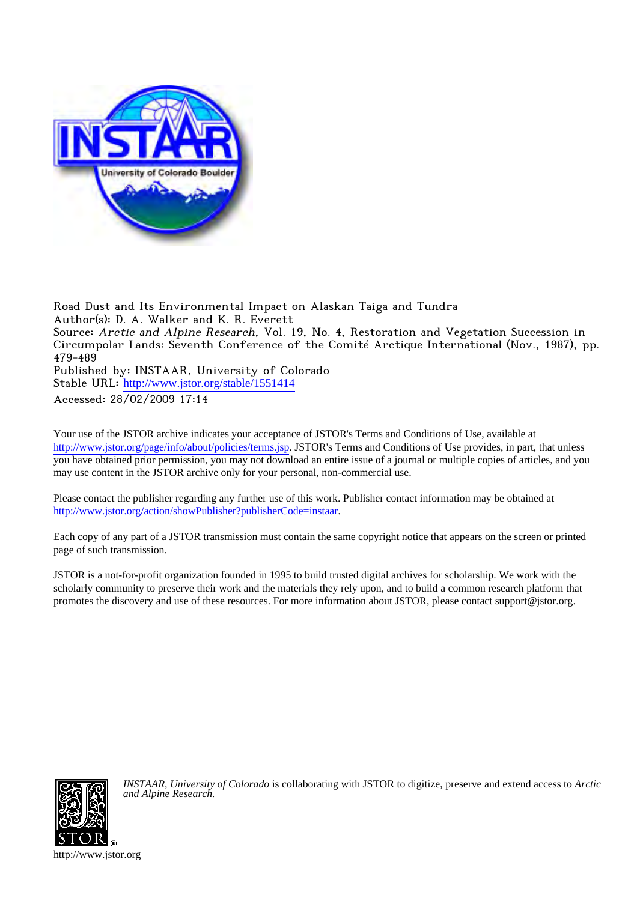Road Dust and Its Environmental Impact on Alaskan Taiga and Tundra
Author(s): D. A. Walker and K. R. Everett
Source: *Arctic and Alpine Research*, Vol. 19, No. 4, Restoration and Vegetation Succession in Circumpolar Lands: Seventh Conference of the Comité Arctique International (Nov., 1987), pp. 479-489
Published by: INSTAAR, University of Colorado
Stable URL: http://www.jstor.org/stable/1551414
Accessed: 28/02/2009 17:14

Your use of the JSTOR archive indicates your acceptance of JSTOR's Terms and Conditions of Use, available at http://www.jstor.org/page/info/about/policies/terms.jsp. JSTOR's Terms and Conditions of Use provides, in part, that unless you have obtained prior permission, you may not download an entire issue of a journal or multiple copies of articles, and you may use content in the JSTOR archive only for your personal, non-commercial use.

Please contact the publisher regarding any further use of this work. Publisher contact information may be obtained at http://www.jstor.org/action/showPublisher?publisherCode=instaar.

Each copy of any part of a JSTOR transmission must contain the same copyright notice that appears on the screen or printed page of such transmission.

JSTOR is a not-for-profit organization founded in 1995 to build trusted digital archives for scholarship. We work with the scholarly community to preserve their work and the materials they rely upon, and to build a common research platform that promotes the discovery and use of these resources. For more information about JSTOR, please contact support@jstor.org.

*INSTAAR, University of Colorado* is collaborating with JSTOR to digitize, preserve and extend access to *Arctic and Alpine Research.*

http://www.jstor.org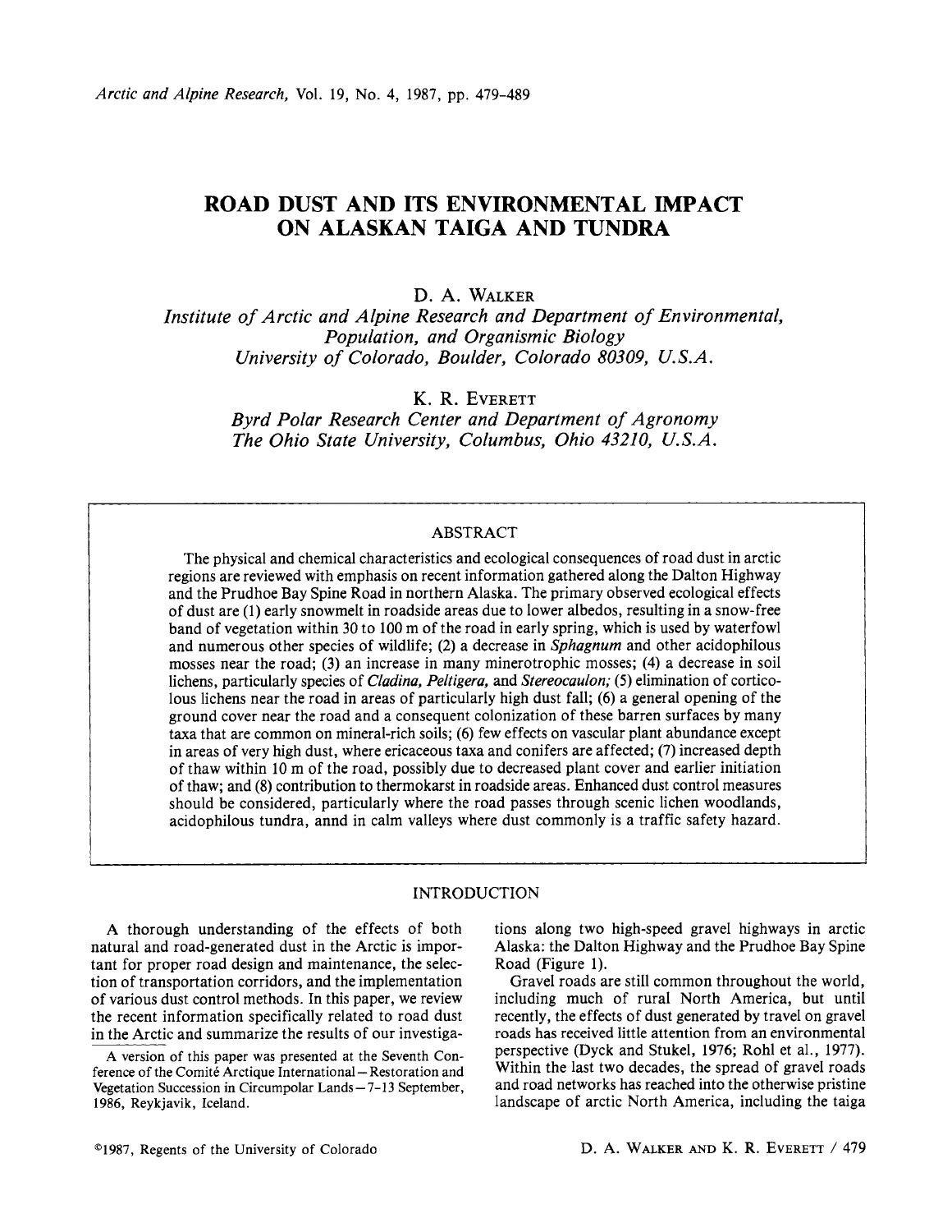# ROAD DUST AND ITS ENVIRONMENTAL IMPACT ON ALASKAN TAIGA AND TUNDRA

D. A. Walker

*Institute of Arctic and Alpine Research and Department of Environmental, Population, and Organismic Biology University of Colorado, Boulder, Colorado 80309, U.S.A.*

K. R. Everett

*Byrd Polar Research Center and Department of Agronomy The Ohio State University, Columbus, Ohio 43210, U.S.A.*

## ABSTRACT

The physical and chemical characteristics and ecological consequences of road dust in arctic regions are reviewed with emphasis on recent information gathered along the Dalton Highway and the Prudhoe Bay Spine Road in northern Alaska. The primary observed ecological effects of dust are (1) early snowmelt in roadside areas due to lower albedos, resulting in a snow-free band of vegetation within 30 to 100 m of the road in early spring, which is used by waterfowl and numerous other species of wildlife; (2) a decrease in *Sphagnum* and other acidophilous mosses near the road; (3) an increase in many minerotrophic mosses; (4) a decrease in soil lichens, particularly species of *Cladina, Peltigera,* and *Stereocaulon;* (5) elimination of corticolous lichens near the road in areas of particularly high dust fall; (6) a general opening of the ground cover near the road and a consequent colonization of these barren surfaces by many taxa that are common on mineral-rich soils; (6) few effects on vascular plant abundance except in areas of very high dust, where ericaceous taxa and conifers are affected; (7) increased depth of thaw within 10 m of the road, possibly due to decreased plant cover and earlier initiation of thaw; and (8) contribution to thermokarst in roadside areas. Enhanced dust control measures should be considered, particularly where the road passes through scenic lichen woodlands, acidophilous tundra, annd in calm valleys where dust commonly is a traffic safety hazard.

## INTRODUCTION

A thorough understanding of the effects of both natural and road-generated dust in the Arctic is important for proper road design and maintenance, the selection of transportation corridors, and the implementation of various dust control methods. In this paper, we review the recent information specifically related to road dust in the Arctic and summarize the results of our investigations along two high-speed gravel highways in arctic Alaska: the Dalton Highway and the Prudhoe Bay Spine Road (Figure 1).

Gravel roads are still common throughout the world, including much of rural North America, but until recently, the effects of dust generated by travel on gravel roads has received little attention from an environmental perspective (Dyck and Stukel, 1976; Rohl et al., 1977). Within the last two decades, the spread of gravel roads and road networks has reached into the otherwise pristine landscape of arctic North America, including the taiga

A version of this paper was presented at the Seventh Conference of the Comité Arctique International—Restoration and Vegetation Succession in Circumpolar Lands—7-13 September, 1986, Reykjavik, Iceland.

©1987, Regents of the University of Colorado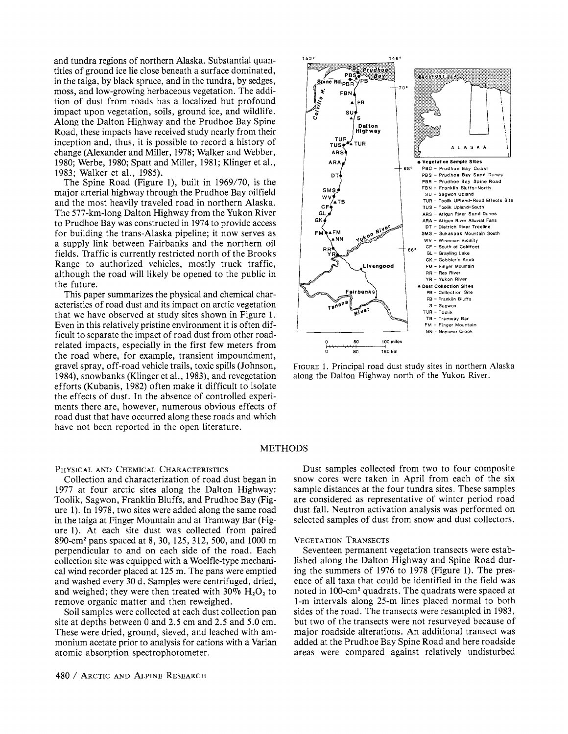and tundra regions of northern Alaska. Substantial quantities of ground ice lie close beneath a surface dominated, in the taiga, by black spruce, and in the tundra, by sedges, moss, and low-growing herbaceous vegetation. The addition of dust from roads has a localized but profound impact upon vegetation, soils, ground ice, and wildlife. Along the Dalton Highway and the Prudhoe Bay Spine Road, these impacts have received study nearly from their inception and, thus, it is possible to record a history of change (Alexander and Miller, 1978; Walker and Webber, 1980; Werbe, 1980; Spatt and Miller, 1981; Klinger et al., 1983; Walker et al., 1985).

The Spine Road (Figure 1), built in 1969/70, is the major arterial highway through the Prudhoe Bay oilfield and the most heavily traveled road in northern Alaska. The 577-km-long Dalton Highway from the Yukon River to Prudhoe Bay was constructed in 1974 to provide access for building the trans-Alaska pipeline; it now serves as a supply link between Fairbanks and the northern oil fields. Traffic is currently restricted north of the Brooks Range to authorized vehicles, mostly truck traffic, although the road will likely be opened to the public in the future.

This paper summarizes the physical and chemical characteristics of road dust and its impact on arctic vegetation that we have observed at study sites shown in Figure 1. Even in this relatively pristine environment it is often difficult to separate the impact of road dust from other road-related impacts, especially in the first few meters from the road where, for example, transient impoundment, gravel spray, off-road vehicle trails, toxic spills (Johnson, 1984), snowbanks (Klinger et al., 1983), and revegetation efforts (Kubanis, 1982) often make it difficult to isolate the effects of dust. In the absence of controlled experiments there are, however, numerous obvious effects of road dust that have occurred along these roads and which have not been reported in the open literature.

FIGURE 1. Principal road dust study sites in northern Alaska along the Dalton Highway north of the Yukon River.

## METHODS

### Physical and Chemical Characteristics

Collection and characterization of road dust began in 1977 at four arctic sites along the Dalton Highway: Toolik, Sagwon, Franklin Bluffs, and Prudhoe Bay (Figure 1). In 1978, two sites were added along the same road in the taiga at Finger Mountain and at Tramway Bar (Figure 1). At each site dust was collected from paired 890-cm$^2$ pans spaced at 8, 30, 125, 312, 500, and 1000 m perpendicular to and on each side of the road. Each collection site was equipped with a Woelfle-type mechanical wind recorder placed at 125 m. The pans were emptied and washed every 30 d. Samples were centrifuged, dried, and weighed; they were then treated with 30% $H_2O_2$ to remove organic matter and then reweighed.

Soil samples were collected at each dust collection pan site at depths between 0 and 2.5 cm and 2.5 and 5.0 cm. These were dried, ground, sieved, and leached with ammonium acetate prior to analysis for cations with a Varian atomic absorption spectrophotometer.

Dust samples collected from two to four composite snow cores were taken in April from each of the six sample distances at the four tundra sites. These samples are considered as representative of winter period road dust fall. Neutron activation analysis was performed on selected samples of dust from snow and dust collectors.

### Vegetation Transects

Seventeen permanent vegetation transects were established along the Dalton Highway and Spine Road during the summers of 1976 to 1978 (Figure 1). The presence of all taxa that could be identified in the field was noted in 100-cm$^2$ quadrats. The quadrats were spaced at 1-m intervals along 25-m lines placed normal to both sides of the road. The transects were resampled in 1983, but two of the transects were not resurveyed because of major roadside alterations. An additional transect was added at the Prudhoe Bay Spine Road and here roadside areas were compared against relatively undisturbed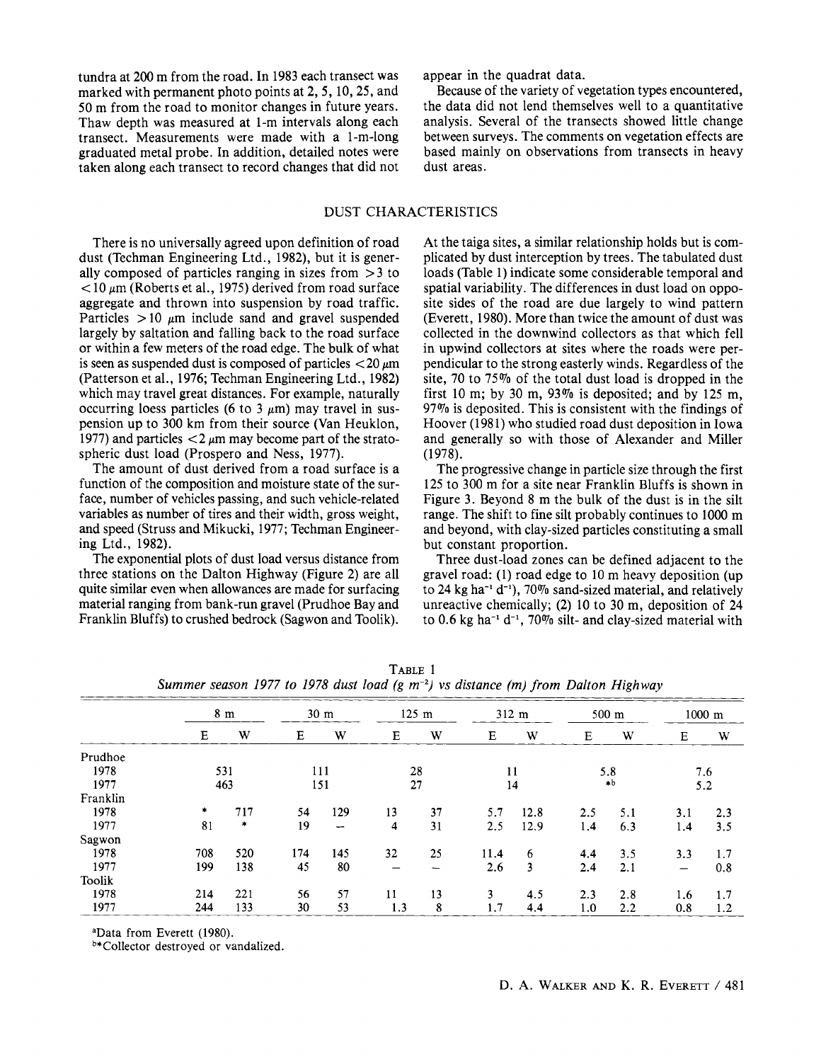tundra at 200 m from the road. In 1983 each transect was marked with permanent photo points at 2, 5, 10, 25, and 50 m from the road to monitor changes in future years. Thaw depth was measured at 1-m intervals along each transect. Measurements were made with a 1-m-long graduated metal probe. In addition, detailed notes were taken along each transect to record changes that did not appear in the quadrat data.

Because of the variety of vegetation types encountered, the data did not lend themselves well to a quantitative analysis. Several of the transects showed little change between surveys. The comments on vegetation effects are based mainly on observations from transects in heavy dust areas.

## DUST CHARACTERISTICS

There is no universally agreed upon definition of road dust (Techman Engineering Ltd., 1982), but it is generally composed of particles ranging in sizes from >3 to <10 μm (Roberts et al., 1975) derived from road surface aggregate and thrown into suspension by road traffic. Particles >10 μm include sand and gravel suspended largely by saltation and falling back to the road surface or within a few meters of the road edge. The bulk of what is seen as suspended dust is composed of particles <20 μm (Patterson et al., 1976; Techman Engineering Ltd., 1982) which may travel great distances. For example, naturally occurring loess particles (6 to 3 μm) may travel in suspension up to 300 km from their source (Van Heuklon, 1977) and particles <2 μm may become part of the stratospheric dust load (Prospero and Ness, 1977).

The amount of dust derived from a road surface is a function of the composition and moisture state of the surface, number of vehicles passing, and such vehicle-related variables as number of tires and their width, gross weight, and speed (Struss and Mikucki, 1977; Techman Engineering Ltd., 1982).

The exponential plots of dust load versus distance from three stations on the Dalton Highway (Figure 2) are all quite similar even when allowances are made for surfacing material ranging from bank-run gravel (Prudhoe Bay and Franklin Bluffs) to crushed bedrock (Sagwon and Toolik). At the taiga sites, a similar relationship holds but is complicated by dust interception by trees. The tabulated dust loads (Table 1) indicate some considerable temporal and spatial variability. The differences in dust load on opposite sides of the road are due largely to wind pattern (Everett, 1980). More than twice the amount of dust was collected in the downwind collectors as that which fell in upwind collectors at sites where the roads were perpendicular to the strong easterly winds. Regardless of the site, 70 to 75% of the total dust load is dropped in the first 10 m; by 30 m, 93% is deposited; and by 125 m, 97% is deposited. This is consistent with the findings of Hoover (1981) who studied road dust deposition in Iowa and generally so with those of Alexander and Miller (1978).

The progressive change in particle size through the first 125 to 300 m for a site near Franklin Bluffs is shown in Figure 3. Beyond 8 m the bulk of the dust is in the silt range. The shift to fine silt probably continues to 1000 m and beyond, with clay-sized particles constituting a small but constant proportion.

Three dust-load zones can be defined adjacent to the gravel road: (1) road edge to 10 m heavy deposition (up to 24 kg $ha^{-1}$ $d^{-1}$), 70% sand-sized material, and relatively unreactive chemically; (2) 10 to 30 m, deposition of 24 to 0.6 kg $ha^{-1}$ $d^{-1}$, 70% silt- and clay-sized material with

TABLE 1
*Summer season 1977 to 1978 dust load (g $m^{-2}$) vs distance (m) from Dalton Highway*

| | 8 m | | 30 m | | 125 m | | 312 m | | 500 m | | 1000 m | |
|---|---|---|---|---|---|---|---|---|---|---|---|---|
| | E | W | E | W | E | W | E | W | E | W | E | W |
| Prudhoe | | | | | | | | | | | | |
| 1978 | 531 | | 111 | | 28 | | 11 | | 5.8 | | 7.6 | |
| 1977 | 463 | | 151 | | 27 | | 14 | | *[b] | | 5.2 | |
| Franklin | | | | | | | | | | | | |
| 1978 | * | 717 | 54 | 129 | 13 | 37 | 5.7 | 12.8 | 2.5 | 5.1 | 3.1 | 2.3 |
| 1977 | 81 | * | 19 | — | 4 | 31 | 2.5 | 12.9 | 1.4 | 6.3 | 1.4 | 3.5 |
| Sagwon | | | | | | | | | | | | |
| 1978 | 708 | 520 | 174 | 145 | 32 | 25 | 11.4 | 6 | 4.4 | 3.5 | 3.3 | 1.7 |
| 1977 | 199 | 138 | 45 | 80 | — | — | 2.6 | 3 | 2.4 | 2.1 | — | 0.8 |
| Toolik | | | | | | | | | | | | |
| 1978 | 214 | 221 | 56 | 57 | 11 | 13 | 3 | 4.5 | 2.3 | 2.8 | 1.6 | 1.7 |
| 1977 | 244 | 133 | 30 | 53 | 1.3 | 8 | 1.7 | 4.4 | 1.0 | 2.2 | 0.8 | 1.2 |

[a]Data from Everett (1980).

[b]*Collector destroyed or vandalized.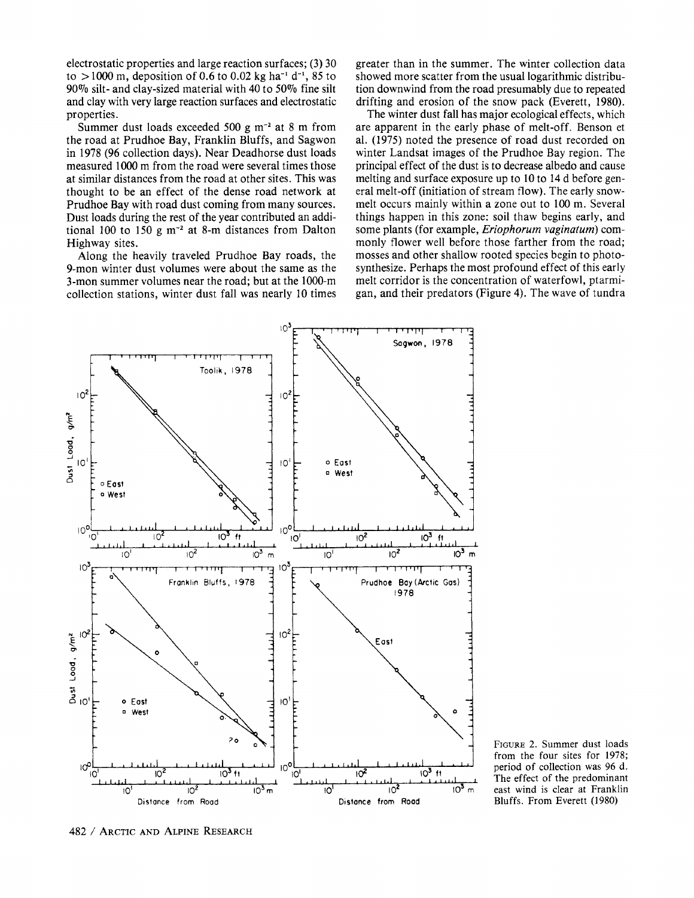electrostatic properties and large reaction surfaces; (3) 30 to >1000 m, deposition of 0.6 to 0.02 kg ha$^{-1}$ d$^{-1}$, 85 to 90% silt- and clay-sized material with 40 to 50% fine silt and clay with very large reaction surfaces and electrostatic properties.

Summer dust loads exceeded 500 g m$^{-2}$ at 8 m from the road at Prudhoe Bay, Franklin Bluffs, and Sagwon in 1978 (96 collection days). Near Deadhorse dust loads measured 1000 m from the road were several times those at similar distances from the road at other sites. This was thought to be an effect of the dense road network at Prudhoe Bay with road dust coming from many sources. Dust loads during the rest of the year contributed an additional 100 to 150 g m$^{-2}$ at 8-m distances from Dalton Highway sites.

Along the heavily traveled Prudhoe Bay roads, the 9-mon winter dust volumes were about the same as the 3-mon summer volumes near the road; but at the 1000-m collection stations, winter dust fall was nearly 10 times greater than in the summer. The winter collection data showed more scatter from the usual logarithmic distribution downwind from the road presumably due to repeated drifting and erosion of the snow pack (Everett, 1980).

The winter dust fall has major ecological effects, which are apparent in the early phase of melt-off. Benson et al. (1975) noted the presence of road dust recorded on winter Landsat images of the Prudhoe Bay region. The principal effect of the dust is to decrease albedo and cause melting and surface exposure up to 10 to 14 d before general melt-off (initiation of stream flow). The early snowmelt occurs mainly within a zone out to 100 m. Several things happen in this zone: soil thaw begins early, and some plants (for example, *Eriophorum vaginatum*) commonly flower well before those farther from the road; mosses and other shallow rooted species begin to photosynthesize. Perhaps the most profound effect of this early melt corridor is the concentration of waterfowl, ptarmigan, and their predators (Figure 4). The wave of tundra

FIGURE 2. Summer dust loads from the four sites for 1978; period of collection was 96 d. The effect of the predominant east wind is clear at Franklin Bluffs. From Everett (1980)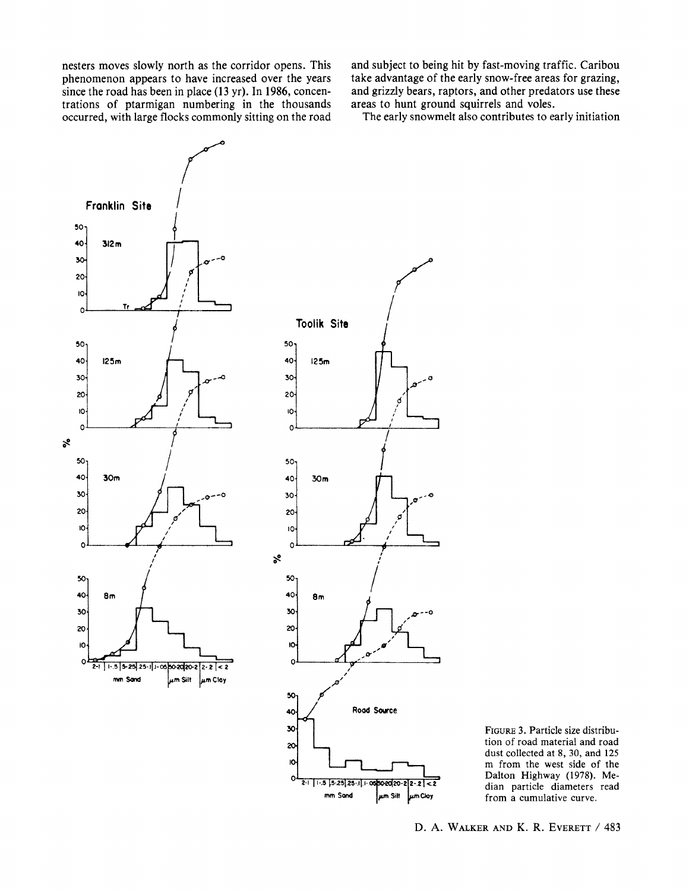nesters moves slowly north as the corridor opens. This phenomenon appears to have increased over the years since the road has been in place (13 yr). In 1986, concentrations of ptarmigan numbering in the thousands occurred, with large flocks commonly sitting on the road and subject to being hit by fast-moving traffic. Caribou take advantage of the early snow-free areas for grazing, and grizzly bears, raptors, and other predators use these areas to hunt ground squirrels and voles.

The early snowmelt also contributes to early initiation

FIGURE 3. Particle size distribution of road material and road dust collected at 8, 30, and 125 m from the west side of the Dalton Highway (1978). Median particle diameters read from a cumulative curve.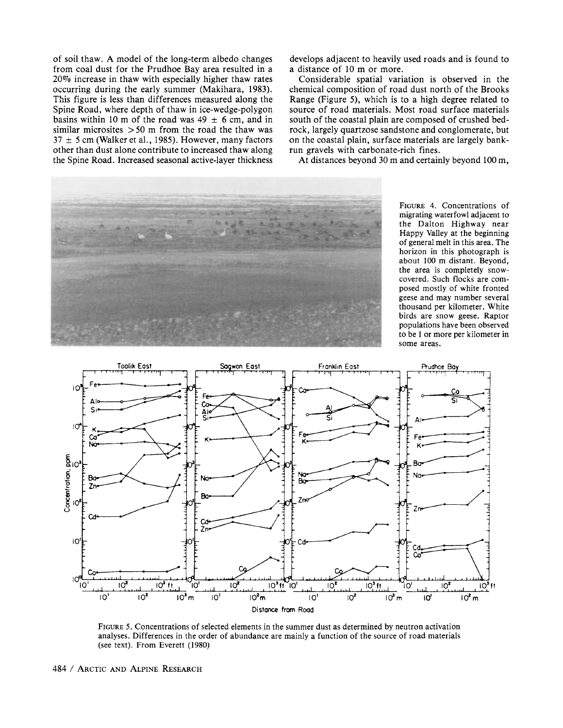of soil thaw. A model of the long-term albedo changes from coal dust for the Prudhoe Bay area resulted in a 20% increase in thaw with especially higher thaw rates occurring during the early summer (Makihara, 1983). This figure is less than differences measured along the Spine Road, where depth of thaw in ice-wedge-polygon basins within 10 m of the road was 49 ± 6 cm, and in similar microsites >50 m from the road the thaw was 37 ± 5 cm (Walker et al., 1985). However, many factors other than dust alone contribute to increased thaw along the Spine Road. Increased seasonal active-layer thickness develops adjacent to heavily used roads and is found to a distance of 10 m or more.

Considerable spatial variation is observed in the chemical composition of road dust north of the Brooks Range (Figure 5), which is to a high degree related to source of road materials. Most road surface materials south of the coastal plain are composed of crushed bedrock, largely quartzose sandstone and conglomerate, but on the coastal plain, surface materials are largely bank-run gravels with carbonate-rich fines.

At distances beyond 30 m and certainly beyond 100 m,

FIGURE 4. Concentrations of migrating waterfowl adjacent to the Dalton Highway near Happy Valley at the beginning of general melt in this area. The horizon in this photograph is about 100 m distant. Beyond, the area is completely snow-covered. Such flocks are composed mostly of white fronted geese and may number several thousand per kilometer. White birds are snow geese. Raptor populations have been observed to be 1 or more per kilometer in some areas.

FIGURE 5. Concentrations of selected elements in the summer dust as determined by neutron activation analyses. Differences in the order of abundance are mainly a function of the source of road materials (see text). From Everett (1980)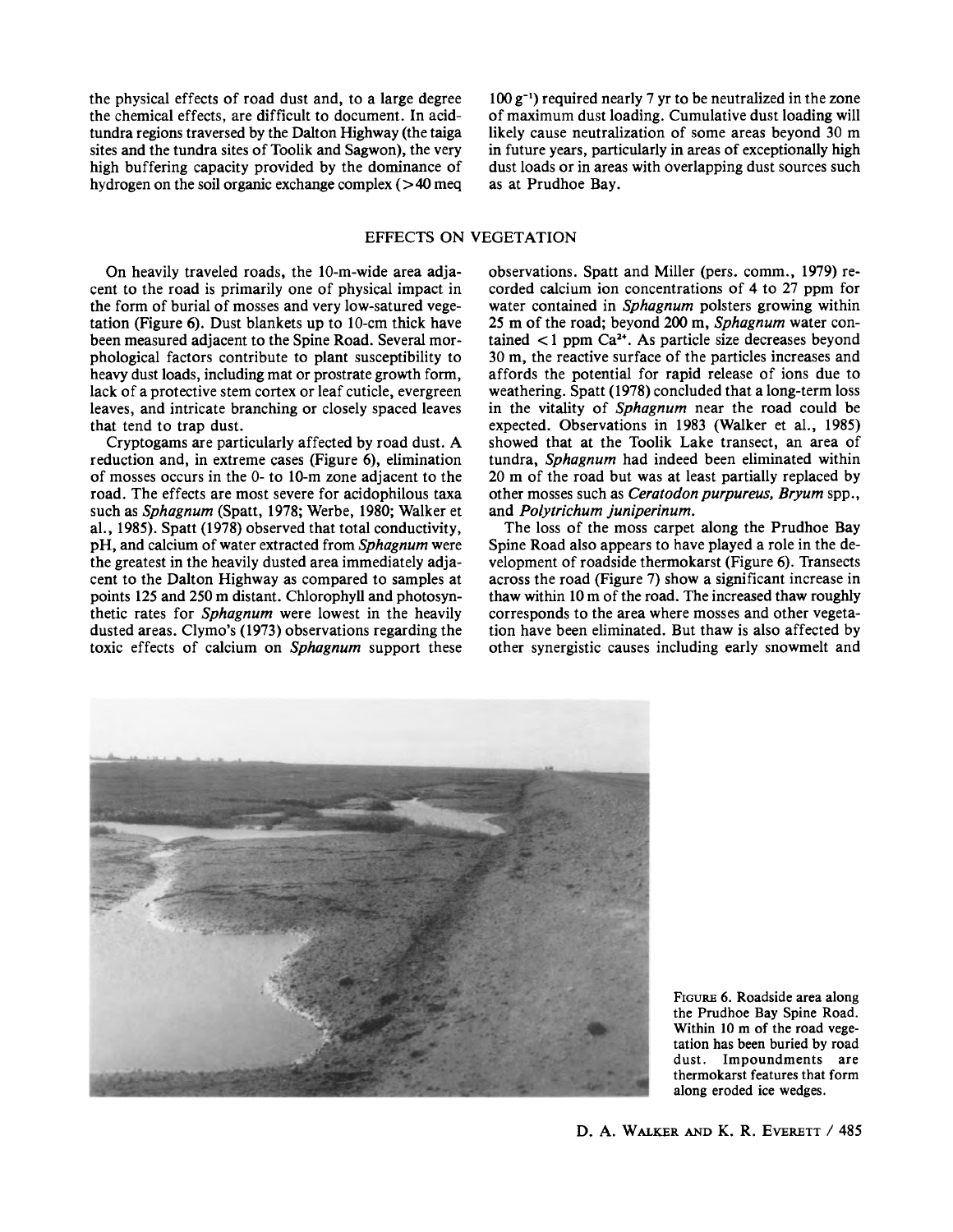the physical effects of road dust and, to a large degree the chemical effects, are difficult to document. In acid-tundra regions traversed by the Dalton Highway (the taiga sites and the tundra sites of Toolik and Sagwon), the very high buffering capacity provided by the dominance of hydrogen on the soil organic exchange complex (>40 meq $100\ g^{-1}$) required nearly 7 yr to be neutralized in the zone of maximum dust loading. Cumulative dust loading will likely cause neutralization of some areas beyond 30 m in future years, particularly in areas of exceptionally high dust loads or in areas with overlapping dust sources such as at Prudhoe Bay.

## EFFECTS ON VEGETATION

On heavily traveled roads, the 10-m-wide area adjacent to the road is primarily one of physical impact in the form of burial of mosses and very low-satured vegetation (Figure 6). Dust blankets up to 10-cm thick have been measured adjacent to the Spine Road. Several morphological factors contribute to plant susceptibility to heavy dust loads, including mat or prostrate growth form, lack of a protective stem cortex or leaf cuticle, evergreen leaves, and intricate branching or closely spaced leaves that tend to trap dust.

Cryptogams are particularly affected by road dust. A reduction and, in extreme cases (Figure 6), elimination of mosses occurs in the 0- to 10-m zone adjacent to the road. The effects are most severe for acidophilous taxa such as *Sphagnum* (Spatt, 1978; Werbe, 1980; Walker et al., 1985). Spatt (1978) observed that total conductivity, pH, and calcium of water extracted from *Sphagnum* were the greatest in the heavily dusted area immediately adjacent to the Dalton Highway as compared to samples at points 125 and 250 m distant. Chlorophyll and photosynthetic rates for *Sphagnum* were lowest in the heavily dusted areas. Clymo's (1973) observations regarding the toxic effects of calcium on *Sphagnum* support these observations. Spatt and Miller (pers. comm., 1979) recorded calcium ion concentrations of 4 to 27 ppm for water contained in *Sphagnum* polsters growing within 25 m of the road; beyond 200 m, *Sphagnum* water contained <1 ppm $Ca^{2+}$. As particle size decreases beyond 30 m, the reactive surface of the particles increases and affords the potential for rapid release of ions due to weathering. Spatt (1978) concluded that a long-term loss in the vitality of *Sphagnum* near the road could be expected. Observations in 1983 (Walker et al., 1985) showed that at the Toolik Lake transect, an area of tundra, *Sphagnum* had indeed been eliminated within 20 m of the road but was at least partially replaced by other mosses such as *Ceratodon purpureus*, *Bryum* spp., and *Polytrichum juniperinum*.

The loss of the moss carpet along the Prudhoe Bay Spine Road also appears to have played a role in the development of roadside thermokarst (Figure 6). Transects across the road (Figure 7) show a significant increase in thaw within 10 m of the road. The increased thaw roughly corresponds to the area where mosses and other vegetation have been eliminated. But thaw is also affected by other synergistic causes including early snowmelt and

FIGURE 6. Roadside area along the Prudhoe Bay Spine Road. Within 10 m of the road vegetation has been buried by road dust. Impoundments are thermokarst features that form along eroded ice wedges.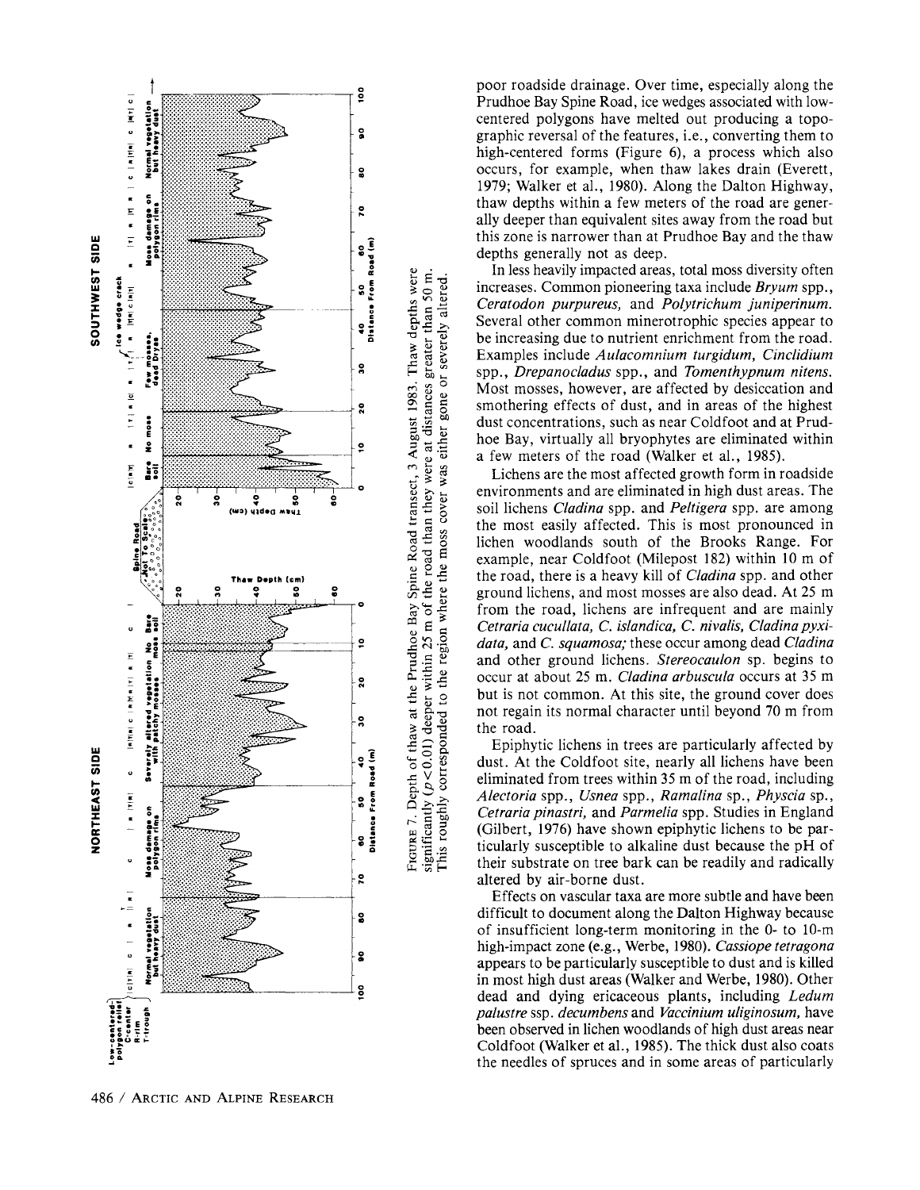FIGURE 7. Depth of thaw at the Prudhoe Bay Spine Road transect, 3 August 1983. Thaw depths were significantly ($p<0.01$) deeper within 25 m of the road than they were at distances greater than 50 m. This roughly corresponded to the region where the moss cover was either gone or severely altered.

poor roadside drainage. Over time, especially along the Prudhoe Bay Spine Road, ice wedges associated with low-centered polygons have melted out producing a topographic reversal of the features, i.e., converting them to high-centered forms (Figure 6), a process which also occurs, for example, when thaw lakes drain (Everett, 1979; Walker et al., 1980). Along the Dalton Highway, thaw depths within a few meters of the road are generally deeper than equivalent sites away from the road but this zone is narrower than at Prudhoe Bay and the thaw depths generally not as deep.

In less heavily impacted areas, total moss diversity often increases. Common pioneering taxa include *Bryum* spp., *Ceratodon purpureus,* and *Polytrichum juniperinum.* Several other common minerotrophic species appear to be increasing due to nutrient enrichment from the road. Examples include *Aulacomnium turgidum, Cinclidium* spp., *Drepanocladus* spp., and *Tomenthypnum nitens.* Most mosses, however, are affected by desiccation and smothering effects of dust, and in areas of the highest dust concentrations, such as near Coldfoot and at Prudhoe Bay, virtually all bryophytes are eliminated within a few meters of the road (Walker et al., 1985).

Lichens are the most affected growth form in roadside environments and are eliminated in high dust areas. The soil lichens *Cladina* spp. and *Peltigera* spp. are among the most easily affected. This is most pronounced in lichen woodlands south of the Brooks Range. For example, near Coldfoot (Milepost 182) within 10 m of the road, there is a heavy kill of *Cladina* spp. and other ground lichens, and most mosses are also dead. At 25 m from the road, lichens are infrequent and are mainly *Cetraria cucullata, C. islandica, C. nivalis, Cladina pyxidata,* and *C. squamosa;* these occur among dead *Cladina* and other ground lichens. *Stereocaulon* sp. begins to occur at about 25 m. *Cladina arbuscula* occurs at 35 m but is not common. At this site, the ground cover does not regain its normal character until beyond 70 m from the road.

Epiphytic lichens in trees are particularly affected by dust. At the Coldfoot site, nearly all lichens have been eliminated from trees within 35 m of the road, including *Alectoria* spp., *Usnea* spp., *Ramalina* sp., *Physcia* sp., *Cetraria pinastri,* and *Parmelia* spp. Studies in England (Gilbert, 1976) have shown epiphytic lichens to be particularly susceptible to alkaline dust because the pH of their substrate on tree bark can be readily and radically altered by air-borne dust.

Effects on vascular taxa are more subtle and have been difficult to document along the Dalton Highway because of insufficient long-term monitoring in the 0- to 10-m high-impact zone (e.g., Werbe, 1980). *Cassiope tetragona* appears to be particularly susceptible to dust and is killed in most high dust areas (Walker and Werbe, 1980). Other dead and dying ericaceous plants, including *Ledum palustre* ssp. *decumbens* and *Vaccinium uliginosum,* have been observed in lichen woodlands of high dust areas near Coldfoot (Walker et al., 1985). The thick dust also coats the needles of spruces and in some areas of particularly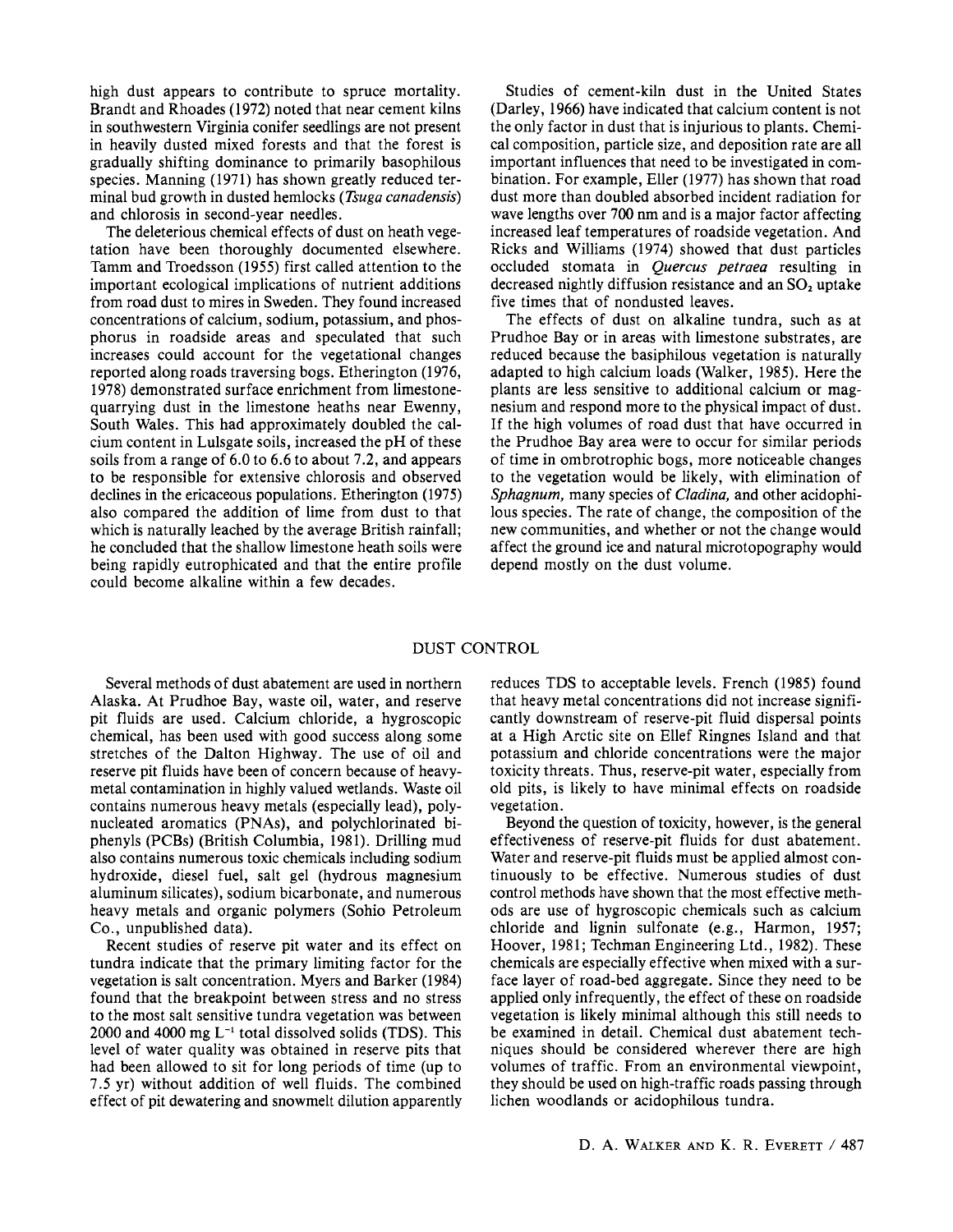high dust appears to contribute to spruce mortality. Brandt and Rhoades (1972) noted that near cement kilns in southwestern Virginia conifer seedlings are not present in heavily dusted mixed forests and that the forest is gradually shifting dominance to primarily basophilous species. Manning (1971) has shown greatly reduced terminal bud growth in dusted hemlocks (*Tsuga canadensis*) and chlorosis in second-year needles.

The deleterious chemical effects of dust on heath vegetation have been thoroughly documented elsewhere. Tamm and Troedsson (1955) first called attention to the important ecological implications of nutrient additions from road dust to mires in Sweden. They found increased concentrations of calcium, sodium, potassium, and phosphorus in roadside areas and speculated that such increases could account for the vegetational changes reported along roads traversing bogs. Etherington (1976, 1978) demonstrated surface enrichment from limestone-quarrying dust in the limestone heaths near Ewenny, South Wales. This had approximately doubled the calcium content in Lulsgate soils, increased the pH of these soils from a range of 6.0 to 6.6 to about 7.2, and appears to be responsible for extensive chlorosis and observed declines in the ericaceous populations. Etherington (1975) also compared the addition of lime from dust to that which is naturally leached by the average British rainfall; he concluded that the shallow limestone heath soils were being rapidly eutrophicated and that the entire profile could become alkaline within a few decades.

Studies of cement-kiln dust in the United States (Darley, 1966) have indicated that calcium content is not the only factor in dust that is injurious to plants. Chemical composition, particle size, and deposition rate are all important influences that need to be investigated in combination. For example, Eller (1977) has shown that road dust more than doubled absorbed incident radiation for wave lengths over 700 nm and is a major factor affecting increased leaf temperatures of roadside vegetation. And Ricks and Williams (1974) showed that dust particles occluded stomata in *Quercus petraea* resulting in decreased nightly diffusion resistance and an $SO_2$ uptake five times that of nondusted leaves.

The effects of dust on alkaline tundra, such as at Prudhoe Bay or in areas with limestone substrates, are reduced because the basiphilous vegetation is naturally adapted to high calcium loads (Walker, 1985). Here the plants are less sensitive to additional calcium or magnesium and respond more to the physical impact of dust. If the high volumes of road dust that have occurred in the Prudhoe Bay area were to occur for similar periods of time in ombrotrophic bogs, more noticeable changes to the vegetation would be likely, with elimination of *Sphagnum*, many species of *Cladina*, and other acidophilous species. The rate of change, the composition of the new communities, and whether or not the change would affect the ground ice and natural microtopography would depend mostly on the dust volume.

## DUST CONTROL

Several methods of dust abatement are used in northern Alaska. At Prudhoe Bay, waste oil, water, and reserve pit fluids are used. Calcium chloride, a hygroscopic chemical, has been used with good success along some stretches of the Dalton Highway. The use of oil and reserve pit fluids have been of concern because of heavy-metal contamination in highly valued wetlands. Waste oil contains numerous heavy metals (especially lead), polynucleated aromatics (PNAs), and polychlorinated biphenyls (PCBs) (British Columbia, 1981). Drilling mud also contains numerous toxic chemicals including sodium hydroxide, diesel fuel, salt gel (hydrous magnesium aluminum silicates), sodium bicarbonate, and numerous heavy metals and organic polymers (Sohio Petroleum Co., unpublished data).

Recent studies of reserve pit water and its effect on tundra indicate that the primary limiting factor for the vegetation is salt concentration. Myers and Barker (1984) found that the breakpoint between stress and no stress to the most salt sensitive tundra vegetation was between 2000 and 4000 mg $L^{-1}$ total dissolved solids (TDS). This level of water quality was obtained in reserve pits that had been allowed to sit for long periods of time (up to 7.5 yr) without addition of well fluids. The combined effect of pit dewatering and snowmelt dilution apparently reduces TDS to acceptable levels. French (1985) found that heavy metal concentrations did not increase significantly downstream of reserve-pit fluid dispersal points at a High Arctic site on Ellef Ringnes Island and that potassium and chloride concentrations were the major toxicity threats. Thus, reserve-pit water, especially from old pits, is likely to have minimal effects on roadside vegetation.

Beyond the question of toxicity, however, is the general effectiveness of reserve-pit fluids for dust abatement. Water and reserve-pit fluids must be applied almost continuously to be effective. Numerous studies of dust control methods have shown that the most effective methods are use of hygroscopic chemicals such as calcium chloride and lignin sulfonate (e.g., Harmon, 1957; Hoover, 1981; Techman Engineering Ltd., 1982). These chemicals are especially effective when mixed with a surface layer of road-bed aggregate. Since they need to be applied only infrequently, the effect of these on roadside vegetation is likely minimal although this still needs to be examined in detail. Chemical dust abatement techniques should be considered wherever there are high volumes of traffic. From an environmental viewpoint, they should be used on high-traffic roads passing through lichen woodlands or acidophilous tundra.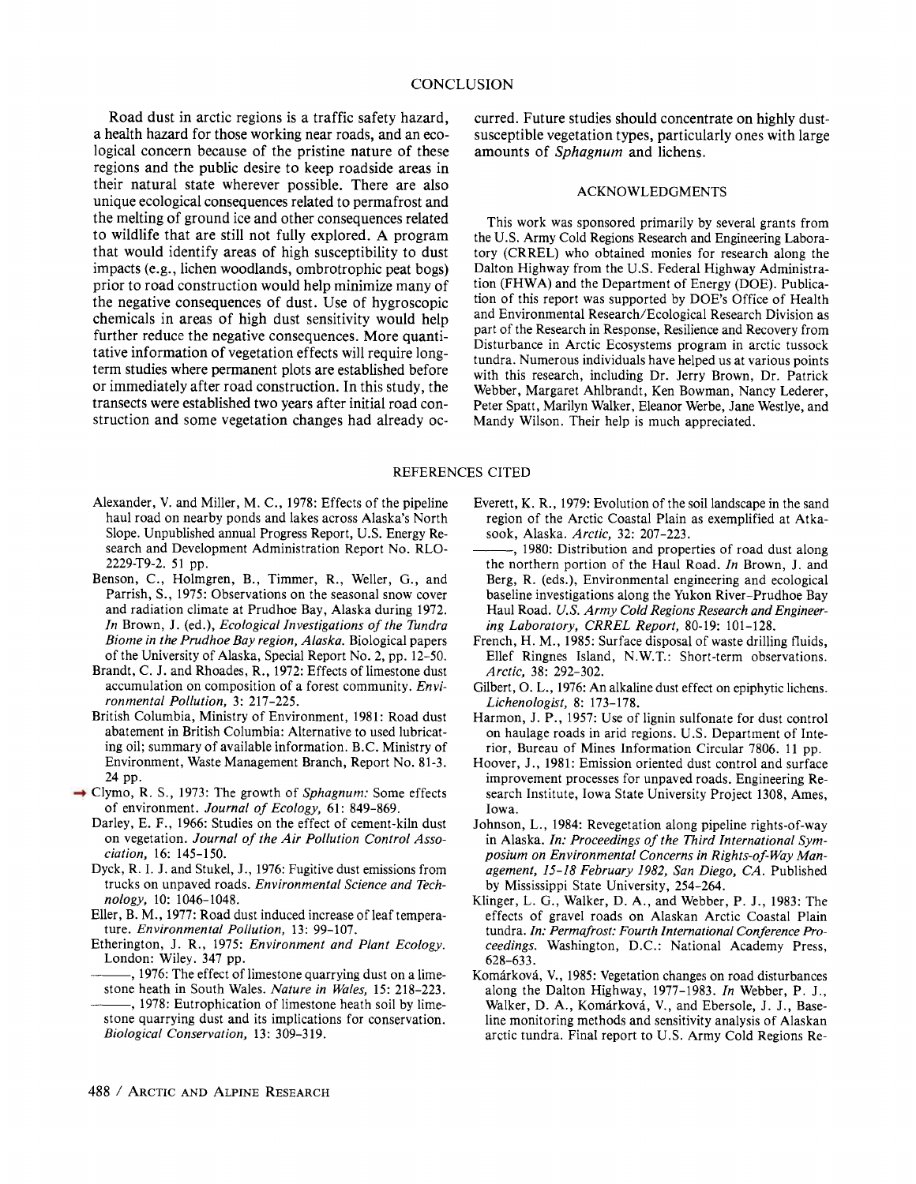## CONCLUSION

Road dust in arctic regions is a traffic safety hazard, a health hazard for those working near roads, and an ecological concern because of the pristine nature of these regions and the public desire to keep roadside areas in their natural state wherever possible. There are also unique ecological consequences related to permafrost and the melting of ground ice and other consequences related to wildlife that are still not fully explored. A program that would identify areas of high susceptibility to dust impacts (e.g., lichen woodlands, ombrotrophic peat bogs) prior to road construction would help minimize many of the negative consequences of dust. Use of hygroscopic chemicals in areas of high dust sensitivity would help further reduce the negative consequences. More quantitative information of vegetation effects will require long-term studies where permanent plots are established before or immediately after road construction. In this study, the transects were established two years after initial road construction and some vegetation changes had already occurred. Future studies should concentrate on highly dust-susceptible vegetation types, particularly ones with large amounts of *Sphagnum* and lichens.

## ACKNOWLEDGMENTS

This work was sponsored primarily by several grants from the U.S. Army Cold Regions Research and Engineering Laboratory (CRREL) who obtained monies for research along the Dalton Highway from the U.S. Federal Highway Administration (FHWA) and the Department of Energy (DOE). Publication of this report was supported by DOE's Office of Health and Environmental Research/Ecological Research Division as part of the Research in Response, Resilience and Recovery from Disturbance in Arctic Ecosystems program in arctic tussock tundra. Numerous individuals have helped us at various points with this research, including Dr. Jerry Brown, Dr. Patrick Webber, Margaret Ahlbrandt, Ken Bowman, Nancy Lederer, Peter Spatt, Marilyn Walker, Eleanor Werbe, Jane Westlye, and Mandy Wilson. Their help is much appreciated.

## REFERENCES CITED

Alexander, V. and Miller, M. C., 1978: Effects of the pipeline haul road on nearby ponds and lakes across Alaska's North Slope. Unpublished annual Progress Report, U.S. Energy Research and Development Administration Report No. RLO-2229-T9-2. 51 pp.

Benson, C., Holmgren, B., Timmer, R., Weller, G., and Parrish, S., 1975: Observations on the seasonal snow cover and radiation climate at Prudhoe Bay, Alaska during 1972. *In* Brown, J. (ed.), *Ecological Investigations of the Tundra Biome in the Prudhoe Bay region, Alaska.* Biological papers of the University of Alaska, Special Report No. 2, pp. 12–50.

Brandt, C. J. and Rhoades, R., 1972: Effects of limestone dust accumulation on composition of a forest community. *Environmental Pollution,* 3: 217–225.

British Columbia, Ministry of Environment, 1981: Road dust abatement in British Columbia: Alternative to used lubricating oil; summary of available information. B.C. Ministry of Environment, Waste Management Branch, Report No. 81-3. 24 pp.

Clymo, R. S., 1973: The growth of *Sphagnum:* Some effects of environment. *Journal of Ecology,* 61: 849–869.

Darley, E. F., 1966: Studies on the effect of cement-kiln dust on vegetation. *Journal of the Air Pollution Control Association,* 16: 145–150.

Dyck, R. I. J. and Stukel, J., 1976: Fugitive dust emissions from trucks on unpaved roads. *Environmental Science and Technology,* 10: 1046–1048.

Eller, B. M., 1977: Road dust induced increase of leaf temperature. *Environmental Pollution,* 13: 99–107.

Etherington, J. R., 1975: *Environment and Plant Ecology.* London: Wiley. 347 pp.

———, 1976: The effect of limestone quarrying dust on a limestone heath in South Wales. *Nature in Wales,* 15: 218–223.

———, 1978: Eutrophication of limestone heath soil by limestone quarrying dust and its implications for conservation. *Biological Conservation,* 13: 309–319.

Everett, K. R., 1979: Evolution of the soil landscape in the sand region of the Arctic Coastal Plain as exemplified at Atkasook, Alaska. *Arctic,* 32: 207–223.

———, 1980: Distribution and properties of road dust along the northern portion of the Haul Road. *In* Brown, J. and Berg, R. (eds.), Environmental engineering and ecological baseline investigations along the Yukon River–Prudhoe Bay Haul Road. *U.S. Army Cold Regions Research and Engineering Laboratory, CRREL Report,* 80-19: 101–128.

French, H. M., 1985: Surface disposal of waste drilling fluids, Ellef Ringnes Island, N.W.T.: Short-term observations. *Arctic,* 38: 292–302.

Gilbert, O. L., 1976: An alkaline dust effect on epiphytic lichens. *Lichenologist,* 8: 173–178.

Harmon, J. P., 1957: Use of lignin sulfonate for dust control on haulage roads in arid regions. U.S. Department of Interior, Bureau of Mines Information Circular 7806. 11 pp.

Hoover, J., 1981: Emission oriented dust control and surface improvement processes for unpaved roads. Engineering Research Institute, Iowa State University Project 1308, Ames, Iowa.

Johnson, L., 1984: Revegetation along pipeline rights-of-way in Alaska. *In: Proceedings of the Third International Symposium on Environmental Concerns in Rights-of-Way Management, 15–18 February 1982, San Diego, CA.* Published by Mississippi State University, 254–264.

Klinger, L. G., Walker, D. A., and Webber, P. J., 1983: The effects of gravel roads on Alaskan Arctic Coastal Plain tundra. *In: Permafrost: Fourth International Conference Proceedings.* Washington, D.C.: National Academy Press, 628–633.

Komárková, V., 1985: Vegetation changes on road disturbances along the Dalton Highway, 1977–1983. *In* Webber, P. J., Walker, D. A., Komárková, V., and Ebersole, J. J., Baseline monitoring methods and sensitivity analysis of Alaskan arctic tundra. Final report to U.S. Army Cold Regions Re-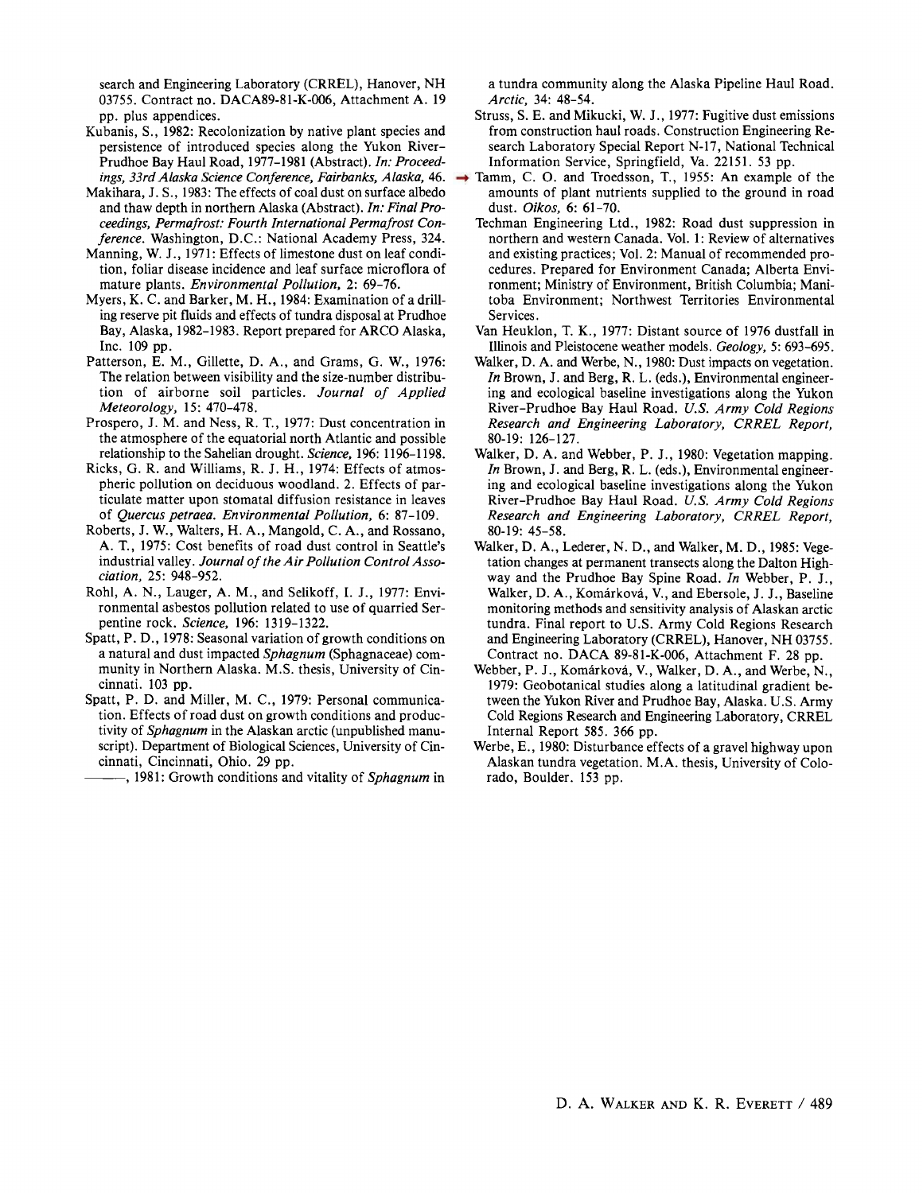search and Engineering Laboratory (CRREL), Hanover, NH 03755. Contract no. DACA89-81-K-006, Attachment A. 19 pp. plus appendices.

Kubanis, S., 1982: Recolonization by native plant species and persistence of introduced species along the Yukon River–Prudhoe Bay Haul Road, 1977–1981 (Abstract). *In: Proceedings, 33rd Alaska Science Conference, Fairbanks, Alaska*, 46.

Makihara, J. S., 1983: The effects of coal dust on surface albedo and thaw depth in northern Alaska (Abstract). *In: Final Proceedings, Permafrost: Fourth International Permafrost Conference*. Washington, D.C.: National Academy Press, 324.

Manning, W. J., 1971: Effects of limestone dust on leaf condition, foliar disease incidence and leaf surface microflora of mature plants. *Environmental Pollution*, 2: 69–76.

Myers, K. C. and Barker, M. H., 1984: Examination of a drilling reserve pit fluids and effects of tundra disposal at Prudhoe Bay, Alaska, 1982–1983. Report prepared for ARCO Alaska, Inc. 109 pp.

Patterson, E. M., Gillette, D. A., and Grams, G. W., 1976: The relation between visibility and the size-number distribution of airborne soil particles. *Journal of Applied Meteorology*, 15: 470–478.

Prospero, J. M. and Ness, R. T., 1977: Dust concentration in the atmosphere of the equatorial north Atlantic and possible relationship to the Sahelian drought. *Science*, 196: 1196–1198.

Ricks, G. R. and Williams, R. J. H., 1974: Effects of atmospheric pollution on deciduous woodland. 2. Effects of particulate matter upon stomatal diffusion resistance in leaves of *Quercus petraea*. *Environmental Pollution*, 6: 87–109.

Roberts, J. W., Walters, H. A., Mangold, C. A., and Rossano, A. T., 1975: Cost benefits of road dust control in Seattle's industrial valley. *Journal of the Air Pollution Control Association*, 25: 948–952.

Rohl, A. N., Lauger, A. M., and Selikoff, I. J., 1977: Environmental asbestos pollution related to use of quarried Serpentine rock. *Science*, 196: 1319–1322.

Spatt, P. D., 1978: Seasonal variation of growth conditions on a natural and dust impacted *Sphagnum* (Sphagnaceae) community in Northern Alaska. M.S. thesis, University of Cincinnati. 103 pp.

Spatt, P. D. and Miller, M. C., 1979: Personal communication. Effects of road dust on growth conditions and productivity of *Sphagnum* in the Alaskan arctic (unpublished manuscript). Department of Biological Sciences, University of Cincinnati, Cincinnati, Ohio. 29 pp.

———, 1981: Growth conditions and vitality of *Sphagnum* in a tundra community along the Alaska Pipeline Haul Road. *Arctic*, 34: 48–54.

Struss, S. E. and Mikucki, W. J., 1977: Fugitive dust emissions from construction haul roads. Construction Engineering Research Laboratory Special Report N-17, National Technical Information Service, Springfield, Va. 22151. 53 pp.

→ Tamm, C. O. and Troedsson, T., 1955: An example of the amounts of plant nutrients supplied to the ground in road dust. *Oikos*, 6: 61–70.

Techman Engineering Ltd., 1982: Road dust suppression in northern and western Canada. Vol. 1: Review of alternatives and existing practices; Vol. 2: Manual of recommended procedures. Prepared for Environment Canada; Alberta Environment; Ministry of Environment, British Columbia; Manitoba Environment; Northwest Territories Environmental Services.

Van Heuklon, T. K., 1977: Distant source of 1976 dustfall in Illinois and Pleistocene weather models. *Geology*, 5: 693–695.

Walker, D. A. and Werbe, N., 1980: Dust impacts on vegetation. *In* Brown, J. and Berg, R. L. (eds.), Environmental engineering and ecological baseline investigations along the Yukon River–Prudhoe Bay Haul Road. *U.S. Army Cold Regions Research and Engineering Laboratory, CRREL Report*, 80-19: 126–127.

Walker, D. A. and Webber, P. J., 1980: Vegetation mapping. *In* Brown, J. and Berg, R. L. (eds.), Environmental engineering and ecological baseline investigations along the Yukon River–Prudhoe Bay Haul Road. *U.S. Army Cold Regions Research and Engineering Laboratory, CRREL Report*, 80-19: 45–58.

Walker, D. A., Lederer, N. D., and Walker, M. D., 1985: Vegetation changes at permanent transects along the Dalton Highway and the Prudhoe Bay Spine Road. *In* Webber, P. J., Walker, D. A., Komárková, V., and Ebersole, J. J., Baseline monitoring methods and sensitivity analysis of Alaskan arctic tundra. Final report to U.S. Army Cold Regions Research and Engineering Laboratory (CRREL), Hanover, NH 03755. Contract no. DACA 89-81-K-006, Attachment F. 28 pp.

Webber, P. J., Komárková, V., Walker, D. A., and Werbe, N., 1979: Geobotanical studies along a latitudinal gradient between the Yukon River and Prudhoe Bay, Alaska. U.S. Army Cold Regions Research and Engineering Laboratory, CRREL Internal Report 585. 366 pp.

Werbe, E., 1980: Disturbance effects of a gravel highway upon Alaskan tundra vegetation. M.A. thesis, University of Colorado, Boulder. 153 pp.